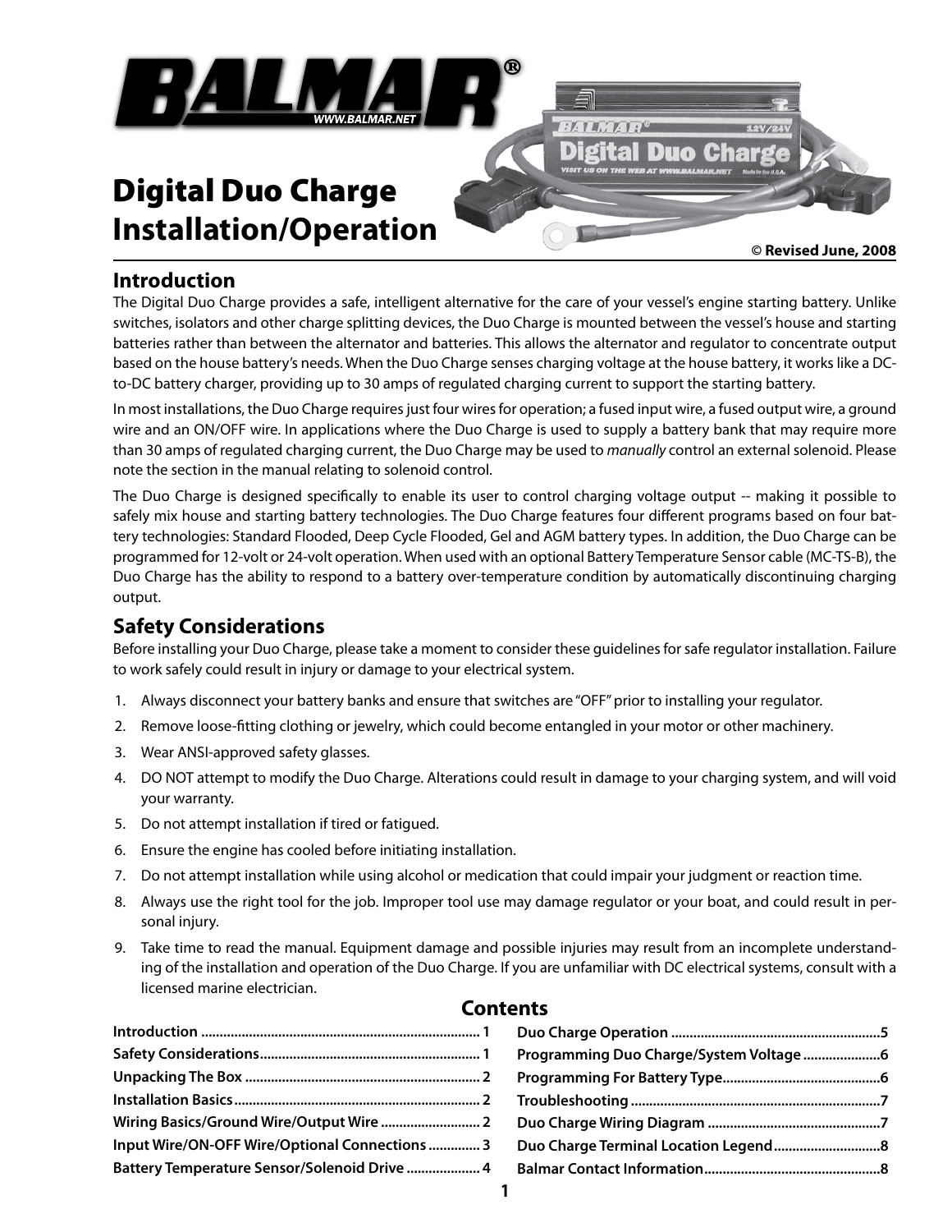# Digital Duo Charge Installation/Operation

**© Revised June, 2008**

## Introduction

The Digital Duo Charge provides a safe, intelligent alternative for the care of your vessel's engine starting battery. Unlike switches, isolators and other charge splitting devices, the Duo Charge is mounted between the vessel's house and starting batteries rather than between the alternator and batteries. This allows the alternator and regulator to concentrate output based on the house battery's needs. When the Duo Charge senses charging voltage at the house battery, it works like a DC-to-DC battery charger, providing up to 30 amps of regulated charging current to support the starting battery.

In most installations, the Duo Charge requires just four wires for operation; a fused input wire, a fused output wire, a ground wire and an ON/OFF wire. In applications where the Duo Charge is used to supply a battery bank that may require more than 30 amps of regulated charging current, the Duo Charge may be used to *manually* control an external solenoid. Please note the section in the manual relating to solenoid control.

The Duo Charge is designed specifically to enable its user to control charging voltage output -- making it possible to safely mix house and starting battery technologies. The Duo Charge features four different programs based on four battery technologies: Standard Flooded, Deep Cycle Flooded, Gel and AGM battery types. In addition, the Duo Charge can be programmed for 12-volt or 24-volt operation. When used with an optional Battery Temperature Sensor cable (MC-TS-B), the Duo Charge has the ability to respond to a battery over-temperature condition by automatically discontinuing charging output.

## Safety Considerations

Before installing your Duo Charge, please take a moment to consider these guidelines for safe regulator installation. Failure to work safely could result in injury or damage to your electrical system.

1. Always disconnect your battery banks and ensure that switches are "OFF" prior to installing your regulator.
2. Remove loose-fitting clothing or jewelry, which could become entangled in your motor or other machinery.
3. Wear ANSI-approved safety glasses.
4. DO NOT attempt to modify the Duo Charge. Alterations could result in damage to your charging system, and will void your warranty.
5. Do not attempt installation if tired or fatigued.
6. Ensure the engine has cooled before initiating installation.
7. Do not attempt installation while using alcohol or medication that could impair your judgment or reaction time.
8. Always use the right tool for the job. Improper tool use may damage regulator or your boat, and could result in personal injury.
9. Take time to read the manual. Equipment damage and possible injuries may result from an incomplete understanding of the installation and operation of the Duo Charge. If you are unfamiliar with DC electrical systems, consult with a licensed marine electrician.

## Contents

| Section | Page |
|---|---|
| Introduction | 1 |
| Safety Considerations | 1 |
| Unpacking The Box | 2 |
| Installation Basics | 2 |
| Wiring Basics/Ground Wire/Output Wire | 2 |
| Input Wire/ON-OFF Wire/Optional Connections | 3 |
| Battery Temperature Sensor/Solenoid Drive | 4 |
| Duo Charge Operation | 5 |
| Programming Duo Charge/System Voltage | 6 |
| Programming For Battery Type | 6 |
| Troubleshooting | 7 |
| Duo Charge Wiring Diagram | 7 |
| Duo Charge Terminal Location Legend | 8 |
| Balmar Contact Information | 8 |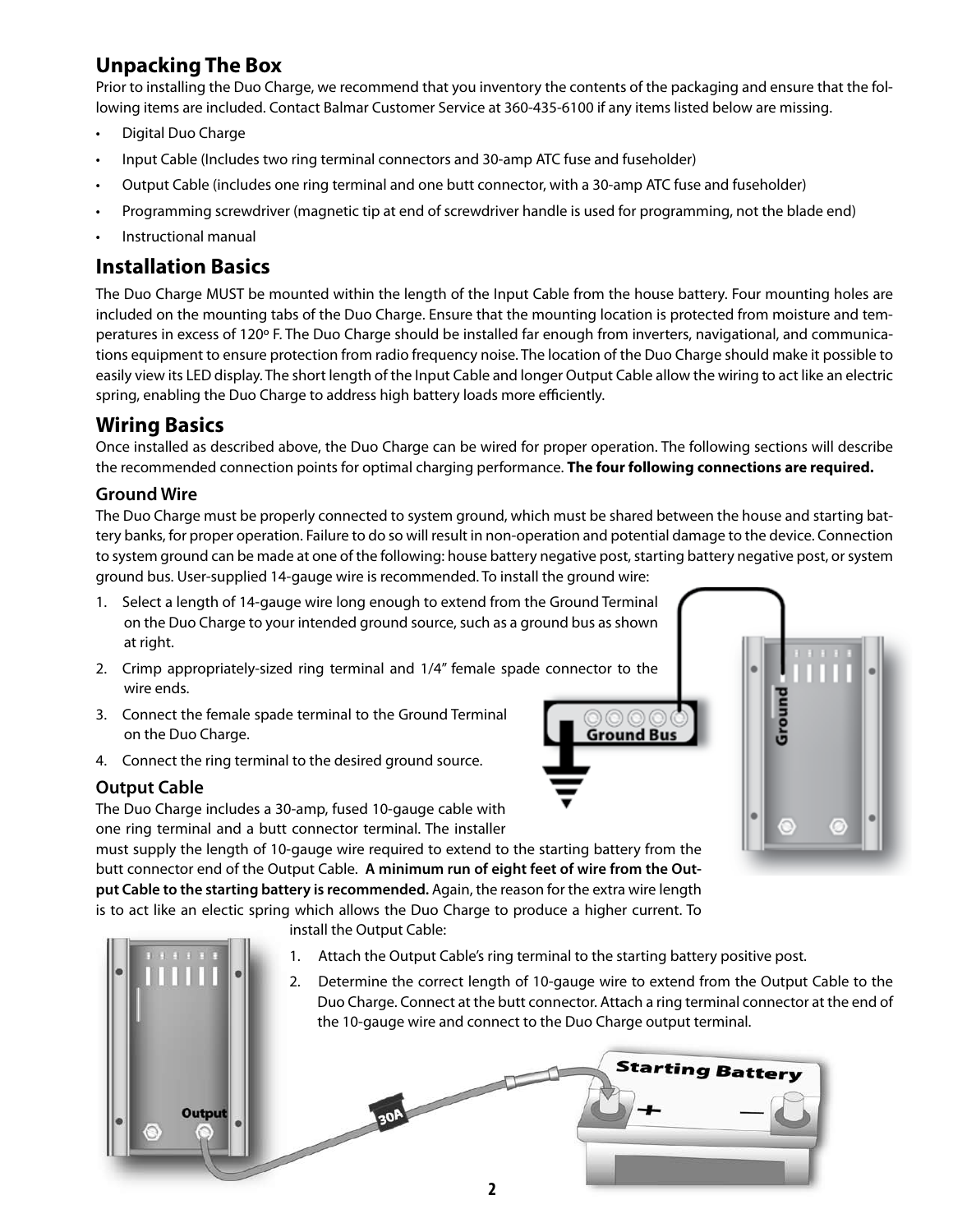## Unpacking The Box

Prior to installing the Duo Charge, we recommend that you inventory the contents of the packaging and ensure that the following items are included. Contact Balmar Customer Service at 360-435-6100 if any items listed below are missing.

- Digital Duo Charge
- Input Cable (Includes two ring terminal connectors and 30-amp ATC fuse and fuseholder)
- Output Cable (includes one ring terminal and one butt connector, with a 30-amp ATC fuse and fuseholder)
- Programming screwdriver (magnetic tip at end of screwdriver handle is used for programming, not the blade end)
- Instructional manual

## Installation Basics

The Duo Charge MUST be mounted within the length of the Input Cable from the house battery. Four mounting holes are included on the mounting tabs of the Duo Charge. Ensure that the mounting location is protected from moisture and temperatures in excess of 120º F. The Duo Charge should be installed far enough from inverters, navigational, and communications equipment to ensure protection from radio frequency noise. The location of the Duo Charge should make it possible to easily view its LED display. The short length of the Input Cable and longer Output Cable allow the wiring to act like an electric spring, enabling the Duo Charge to address high battery loads more efficiently.

## Wiring Basics

Once installed as described above, the Duo Charge can be wired for proper operation. The following sections will describe the recommended connection points for optimal charging performance. **The four following connections are required.**

### Ground Wire

The Duo Charge must be properly connected to system ground, which must be shared between the house and starting battery banks, for proper operation. Failure to do so will result in non-operation and potential damage to the device. Connection to system ground can be made at one of the following: house battery negative post, starting battery negative post, or system ground bus. User-supplied 14-gauge wire is recommended. To install the ground wire:

1. Select a length of 14-gauge wire long enough to extend from the Ground Terminal on the Duo Charge to your intended ground source, such as a ground bus as shown at right.
2. Crimp appropriately-sized ring terminal and 1/4" female spade connector to the wire ends.
3. Connect the female spade terminal to the Ground Terminal on the Duo Charge.
4. Connect the ring terminal to the desired ground source.

### Output Cable

The Duo Charge includes a 30-amp, fused 10-gauge cable with one ring terminal and a butt connector terminal. The installer must supply the length of 10-gauge wire required to extend to the starting battery from the butt connector end of the Output Cable. **A minimum run of eight feet of wire from the Output Cable to the starting battery is recommended.** Again, the reason for the extra wire length is to act like an electic spring which allows the Duo Charge to produce a higher current. To install the Output Cable:

1. Attach the Output Cable's ring terminal to the starting battery positive post.
2. Determine the correct length of 10-gauge wire to extend from the Output Cable to the Duo Charge. Connect at the butt connector. Attach a ring terminal connector at the end of the 10-gauge wire and connect to the Duo Charge output terminal.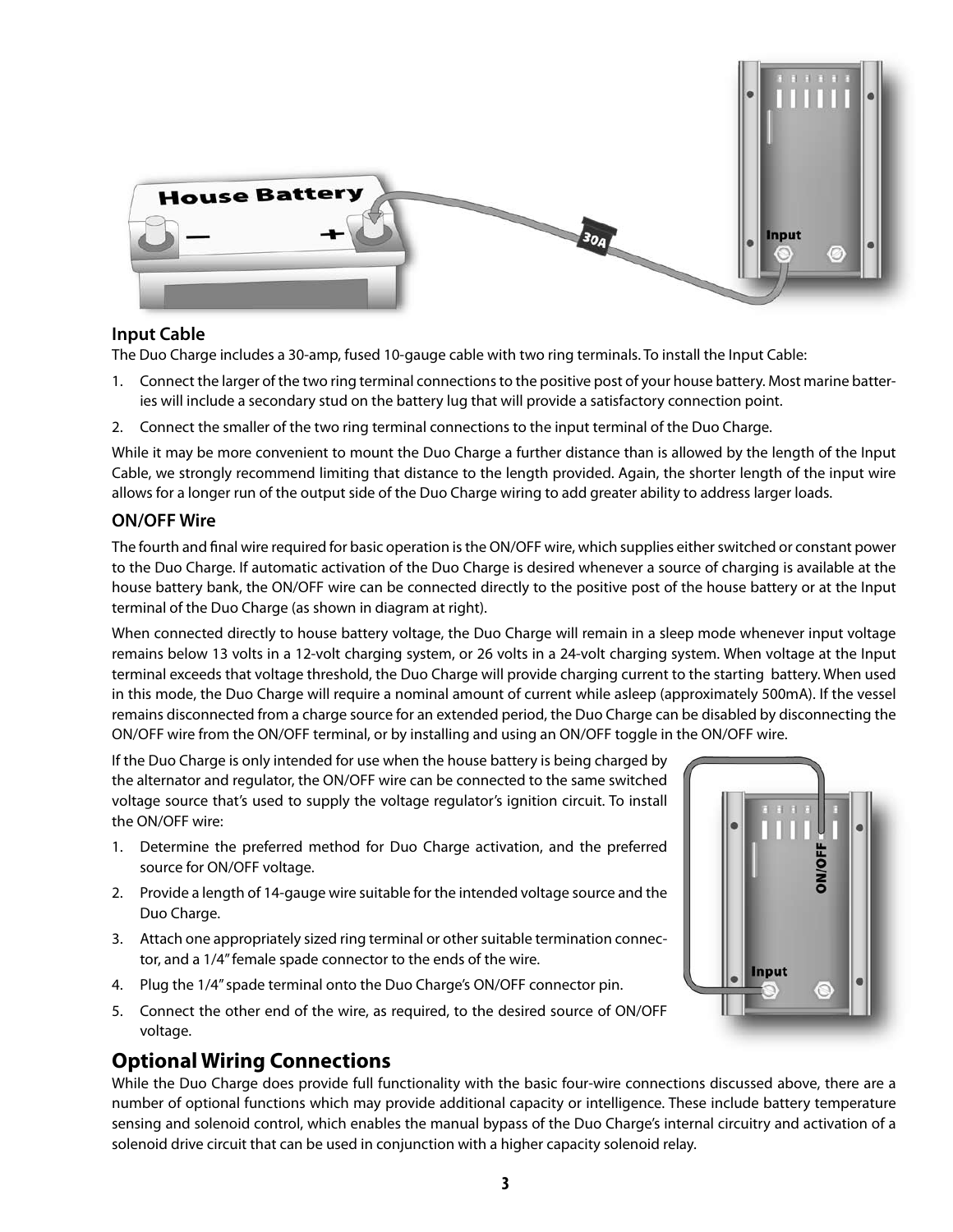### Input Cable

The Duo Charge includes a 30-amp, fused 10-gauge cable with two ring terminals. To install the Input Cable:

1. Connect the larger of the two ring terminal connections to the positive post of your house battery. Most marine batteries will include a secondary stud on the battery lug that will provide a satisfactory connection point.
2. Connect the smaller of the two ring terminal connections to the input terminal of the Duo Charge.

While it may be more convenient to mount the Duo Charge a further distance than is allowed by the length of the Input Cable, we strongly recommend limiting that distance to the length provided. Again, the shorter length of the input wire allows for a longer run of the output side of the Duo Charge wiring to add greater ability to address larger loads.

### ON/OFF Wire

The fourth and final wire required for basic operation is the ON/OFF wire, which supplies either switched or constant power to the Duo Charge. If automatic activation of the Duo Charge is desired whenever a source of charging is available at the house battery bank, the ON/OFF wire can be connected directly to the positive post of the house battery or at the Input terminal of the Duo Charge (as shown in diagram at right).

When connected directly to house battery voltage, the Duo Charge will remain in a sleep mode whenever input voltage remains below 13 volts in a 12-volt charging system, or 26 volts in a 24-volt charging system. When voltage at the Input terminal exceeds that voltage threshold, the Duo Charge will provide charging current to the starting battery. When used in this mode, the Duo Charge will require a nominal amount of current while asleep (approximately 500mA). If the vessel remains disconnected from a charge source for an extended period, the Duo Charge can be disabled by disconnecting the ON/OFF wire from the ON/OFF terminal, or by installing and using an ON/OFF toggle in the ON/OFF wire.

If the Duo Charge is only intended for use when the house battery is being charged by the alternator and regulator, the ON/OFF wire can be connected to the same switched voltage source that's used to supply the voltage regulator's ignition circuit. To install the ON/OFF wire:

1. Determine the preferred method for Duo Charge activation, and the preferred source for ON/OFF voltage.
2. Provide a length of 14-gauge wire suitable for the intended voltage source and the Duo Charge.
3. Attach one appropriately sized ring terminal or other suitable termination connector, and a 1/4" female spade connector to the ends of the wire.
4. Plug the 1/4" spade terminal onto the Duo Charge's ON/OFF connector pin.
5. Connect the other end of the wire, as required, to the desired source of ON/OFF voltage.

## Optional Wiring Connections

While the Duo Charge does provide full functionality with the basic four-wire connections discussed above, there are a number of optional functions which may provide additional capacity or intelligence. These include battery temperature sensing and solenoid control, which enables the manual bypass of the Duo Charge's internal circuitry and activation of a solenoid drive circuit that can be used in conjunction with a higher capacity solenoid relay.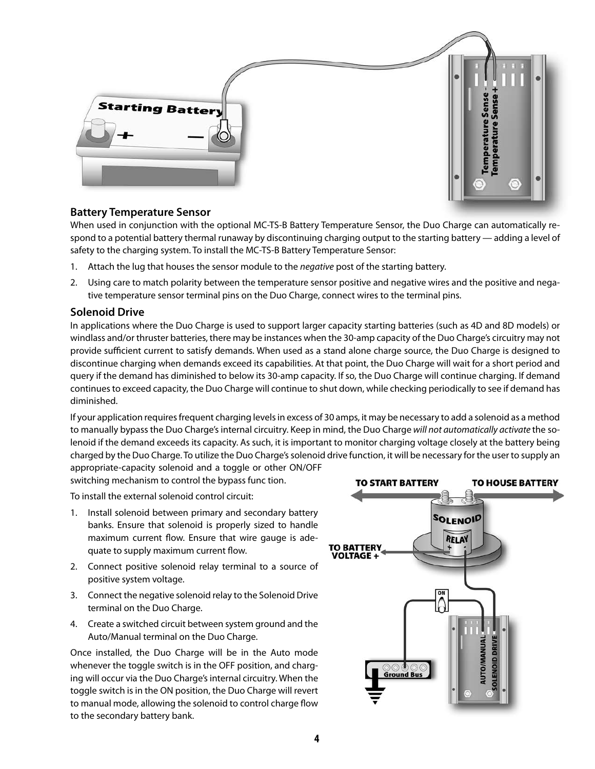## Battery Temperature Sensor

When used in conjunction with the optional MC-TS-B Battery Temperature Sensor, the Duo Charge can automatically respond to a potential battery thermal runaway by discontinuing charging output to the starting battery — adding a level of safety to the charging system. To install the MC-TS-B Battery Temperature Sensor:

1. Attach the lug that houses the sensor module to the *negative* post of the starting battery.
2. Using care to match polarity between the temperature sensor positive and negative wires and the positive and negative temperature sensor terminal pins on the Duo Charge, connect wires to the terminal pins.

## Solenoid Drive

In applications where the Duo Charge is used to support larger capacity starting batteries (such as 4D and 8D models) or windlass and/or thruster batteries, there may be instances when the 30-amp capacity of the Duo Charge's circuitry may not provide sufficient current to satisfy demands. When used as a stand alone charge source, the Duo Charge is designed to discontinue charging when demands exceed its capabilities. At that point, the Duo Charge will wait for a short period and query if the demand has diminished to below its 30-amp capacity. If so, the Duo Charge will continue charging. If demand continues to exceed capacity, the Duo Charge will continue to shut down, while checking periodically to see if demand has diminished.

If your application requires frequent charging levels in excess of 30 amps, it may be necessary to add a solenoid as a method to manually bypass the Duo Charge's internal circuitry. Keep in mind, the Duo Charge *will not automatically activate* the solenoid if the demand exceeds its capacity. As such, it is important to monitor charging voltage closely at the battery being charged by the Duo Charge. To utilize the Duo Charge's solenoid drive function, it will be necessary for the user to supply an appropriate-capacity solenoid and a toggle or other ON/OFF switching mechanism to control the bypass function.

To install the external solenoid control circuit:

1. Install solenoid between primary and secondary battery banks. Ensure that solenoid is properly sized to handle maximum current flow. Ensure that wire gauge is adequate to supply maximum current flow.
2. Connect positive solenoid relay terminal to a source of positive system voltage.
3. Connect the negative solenoid relay to the Solenoid Drive terminal on the Duo Charge.
4. Create a switched circuit between system ground and the Auto/Manual terminal on the Duo Charge.

Once installed, the Duo Charge will be in the Auto mode whenever the toggle switch is in the OFF position, and charging will occur via the Duo Charge's internal circuitry. When the toggle switch is in the ON position, the Duo Charge will revert to manual mode, allowing the solenoid to control charge flow to the secondary battery bank.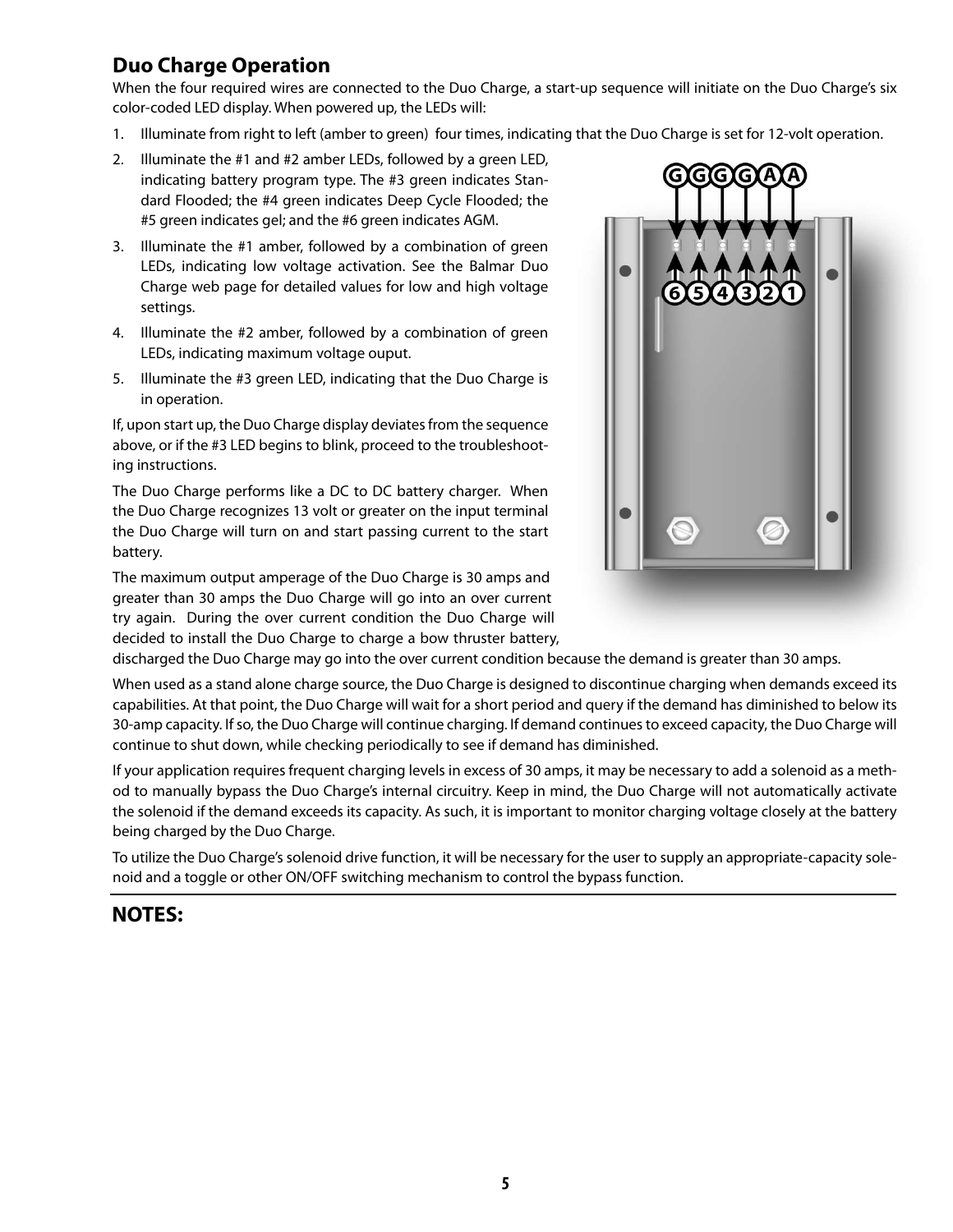## Duo Charge Operation

When the four required wires are connected to the Duo Charge, a start-up sequence will initiate on the Duo Charge's six color-coded LED display. When powered up, the LEDs will:

1. Illuminate from right to left (amber to green) four times, indicating that the Duo Charge is set for 12-volt operation.
2. Illuminate the #1 and #2 amber LEDs, followed by a green LED, indicating battery program type. The #3 green indicates Standard Flooded; the #4 green indicates Deep Cycle Flooded; the #5 green indicates gel; and the #6 green indicates AGM.
3. Illuminate the #1 amber, followed by a combination of green LEDs, indicating low voltage activation. See the Balmar Duo Charge web page for detailed values for low and high voltage settings.
4. Illuminate the #2 amber, followed by a combination of green LEDs, indicating maximum voltage ouput.
5. Illuminate the #3 green LED, indicating that the Duo Charge is in operation.

If, upon start up, the Duo Charge display deviates from the sequence above, or if the #3 LED begins to blink, proceed to the troubleshooting instructions.

The Duo Charge performs like a DC to DC battery charger. When the Duo Charge recognizes 13 volt or greater on the input terminal the Duo Charge will turn on and start passing current to the start battery.

The maximum output amperage of the Duo Charge is 30 amps and greater than 30 amps the Duo Charge will go into an over current try again. During the over current condition the Duo Charge will decided to install the Duo Charge to charge a bow thruster battery, discharged the Duo Charge may go into the over current condition because the demand is greater than 30 amps.

When used as a stand alone charge source, the Duo Charge is designed to discontinue charging when demands exceed its capabilities. At that point, the Duo Charge will wait for a short period and query if the demand has diminished to below its 30-amp capacity. If so, the Duo Charge will continue charging. If demand continues to exceed capacity, the Duo Charge will continue to shut down, while checking periodically to see if demand has diminished.

If your application requires frequent charging levels in excess of 30 amps, it may be necessary to add a solenoid as a method to manually bypass the Duo Charge's internal circuitry. Keep in mind, the Duo Charge will not automatically activate the solenoid if the demand exceeds its capacity. As such, it is important to monitor charging voltage closely at the battery being charged by the Duo Charge.

To utilize the Duo Charge's solenoid drive function, it will be necessary for the user to supply an appropriate-capacity solenoid and a toggle or other ON/OFF switching mechanism to control the bypass function.

## NOTES: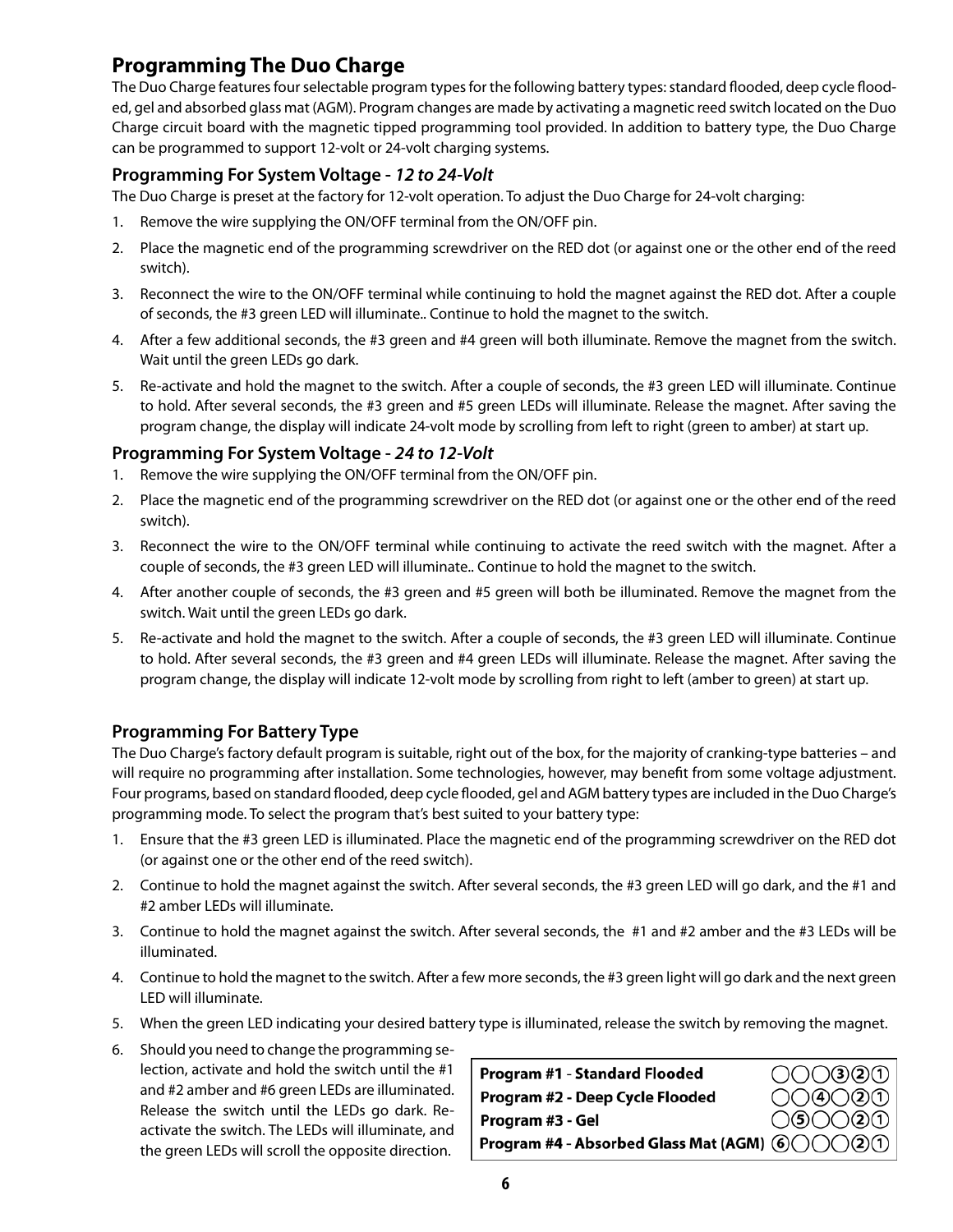## Programming The Duo Charge

The Duo Charge features four selectable program types for the following battery types: standard flooded, deep cycle flooded, gel and absorbed glass mat (AGM). Program changes are made by activating a magnetic reed switch located on the Duo Charge circuit board with the magnetic tipped programming tool provided. In addition to battery type, the Duo Charge can be programmed to support 12-volt or 24-volt charging systems.

### Programming For System Voltage - *12 to 24-Volt*

The Duo Charge is preset at the factory for 12-volt operation. To adjust the Duo Charge for 24-volt charging:

1. Remove the wire supplying the ON/OFF terminal from the ON/OFF pin.
2. Place the magnetic end of the programming screwdriver on the RED dot (or against one or the other end of the reed switch).
3. Reconnect the wire to the ON/OFF terminal while continuing to hold the magnet against the RED dot. After a couple of seconds, the #3 green LED will illuminate.. Continue to hold the magnet to the switch.
4. After a few additional seconds, the #3 green and #4 green will both illuminate. Remove the magnet from the switch. Wait until the green LEDs go dark.
5. Re-activate and hold the magnet to the switch. After a couple of seconds, the #3 green LED will illuminate. Continue to hold. After several seconds, the #3 green and #5 green LEDs will illuminate. Release the magnet. After saving the program change, the display will indicate 24-volt mode by scrolling from left to right (green to amber) at start up.

### Programming For System Voltage - *24 to 12-Volt*

1. Remove the wire supplying the ON/OFF terminal from the ON/OFF pin.
2. Place the magnetic end of the programming screwdriver on the RED dot (or against one or the other end of the reed switch).
3. Reconnect the wire to the ON/OFF terminal while continuing to activate the reed switch with the magnet. After a couple of seconds, the #3 green LED will illuminate.. Continue to hold the magnet to the switch.
4. After another couple of seconds, the #3 green and #5 green will both be illuminated. Remove the magnet from the switch. Wait until the green LEDs go dark.
5. Re-activate and hold the magnet to the switch. After a couple of seconds, the #3 green LED will illuminate. Continue to hold. After several seconds, the #3 green and #4 green LEDs will illuminate. Release the magnet. After saving the program change, the display will indicate 12-volt mode by scrolling from right to left (amber to green) at start up.

### Programming For Battery Type

The Duo Charge's factory default program is suitable, right out of the box, for the majority of cranking-type batteries – and will require no programming after installation. Some technologies, however, may benefit from some voltage adjustment. Four programs, based on standard flooded, deep cycle flooded, gel and AGM battery types are included in the Duo Charge's programming mode. To select the program that's best suited to your battery type:

1. Ensure that the #3 green LED is illuminated. Place the magnetic end of the programming screwdriver on the RED dot (or against one or the other end of the reed switch).
2. Continue to hold the magnet against the switch. After several seconds, the #3 green LED will go dark, and the #1 and #2 amber LEDs will illuminate.
3. Continue to hold the magnet against the switch. After several seconds, the #1 and #2 amber and the #3 LEDs will be illuminated.
4. Continue to hold the magnet to the switch. After a few more seconds, the #3 green light will go dark and the next green LED will illuminate.
5. When the green LED indicating your desired battery type is illuminated, release the switch by removing the magnet.
6. Should you need to change the programming selection, activate and hold the switch until the #1 and #2 amber and #6 green LEDs are illuminated. Release the switch until the LEDs go dark. Re-activate the switch. The LEDs will illuminate, and the green LEDs will scroll the opposite direction.

| Program | LEDs |
|---|---|
| **Program #1 - Standard Flooded** | ○ ○ ○ ③ ② ① |
| **Program #2 - Deep Cycle Flooded** | ○ ○ ④ ○ ② ① |
| **Program #3 - Gel** | ○ ⑤ ○ ○ ② ① |
| **Program #4 - Absorbed Glass Mat (AGM)** | ⑥ ○ ○ ○ ② ① |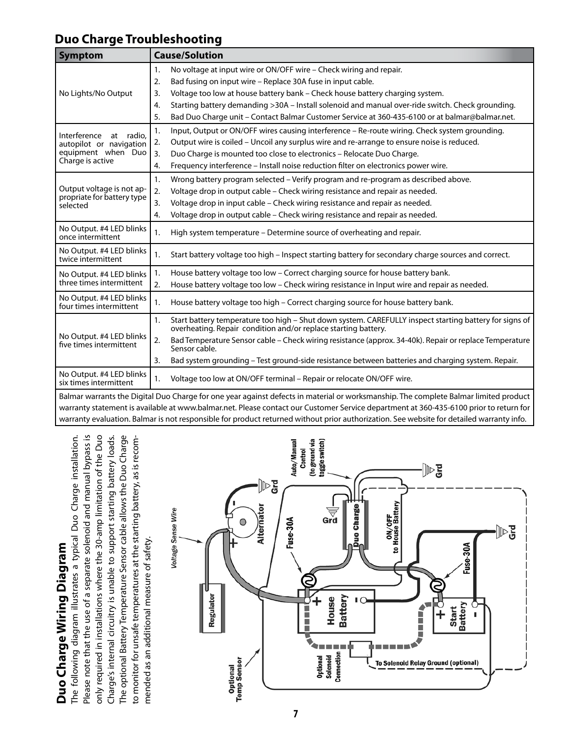## Duo Charge Troubleshooting

| Symptom | Cause/Solution |
|---|---|
| No Lights/No Output | 1. No voltage at input wire or ON/OFF wire – Check wiring and repair.<br>2. Bad fusing on input wire – Replace 30A fuse in input cable.<br>3. Voltage too low at house battery bank – Check house battery charging system.<br>4. Starting battery demanding >30A – Install solenoid and manual over-ride switch. Check grounding.<br>5. Bad Duo Charge unit – Contact Balmar Customer Service at 360-435-6100 or at balmar@balmar.net. |
| Interference at radio, autopilot or navigation equipment when Duo Charge is active | 1. Input, Output or ON/OFF wires causing interference – Re-route wiring. Check system grounding.<br>2. Output wire is coiled – Uncoil any surplus wire and re-arrange to ensure noise is reduced.<br>3. Duo Charge is mounted too close to electronics – Relocate Duo Charge.<br>4. Frequency interference – Install noise reduction filter on electronics power wire. |
| Output voltage is not appropriate for battery type selected | 1. Wrong battery program selected – Verify program and re-program as described above.<br>2. Voltage drop in output cable – Check wiring resistance and repair as needed.<br>3. Voltage drop in input cable – Check wiring resistance and repair as needed.<br>4. Voltage drop in output cable – Check wiring resistance and repair as needed. |
| No Output. #4 LED blinks once intermittent | 1. High system temperature – Determine source of overheating and repair. |
| No Output. #4 LED blinks twice intermittent | 1. Start battery voltage too high – Inspect starting battery for secondary charge sources and correct. |
| No Output. #4 LED blinks three times intermittent | 1. House battery voltage too low – Correct charging source for house battery bank.<br>2. House battery voltage too low – Check wiring resistance in Input wire and repair as needed. |
| No Output. #4 LED blinks four times intermittent | 1. House battery voltage too high – Correct charging source for house battery bank. |
| No Output. #4 LED blinks five times intermittent | 1. Start battery temperature too high – Shut down system. CAREFULLY inspect starting battery for signs of overheating. Repair condition and/or replace starting battery.<br>2. Bad Temperature Sensor cable – Check wiring resistance (approx. 34-40k). Repair or replace Temperature Sensor cable.<br>3. Bad system grounding – Test ground-side resistance between batteries and charging system. Repair. |
| No Output. #4 LED blinks six times intermittent | 1. Voltage too low at ON/OFF terminal – Repair or relocate ON/OFF wire. |

Balmar warrants the Digital Duo Charge for one year against defects in material or worksmanship. The complete Balmar limited product warranty statement is available at www.balmar.net. Please contact our Customer Service department at 360-435-6100 prior to return for warranty evaluation. Balmar is not responsible for product returned without prior authorization. See website for detailed warranty info.

## Duo Charge Wiring Diagram

The following diagram illustrates a typical Duo Charge installation. Please note that the use of a separate solenoid and manual bypass is only required in installations where the 30-amp limitation of the Duo Charge's internal circuitry is unable to support starting battery loads. The optional Battery Temperature Sensor cable allows the Duo Charge to monitor for unsafe temperatures at the starting battery, as is recommended as an additional measure of safety.

Voltage Sense Wire
Regulator
Optional Temp Sensor
Alternator
Grd
Fuse-30A
Auto/Manual Control (to ground via toggle switch)
Duo Charge
ON/OFF to House Battery
House Battery
Start Battery
Optional Solenoid Connection
To Solenoid Relay Ground (optional)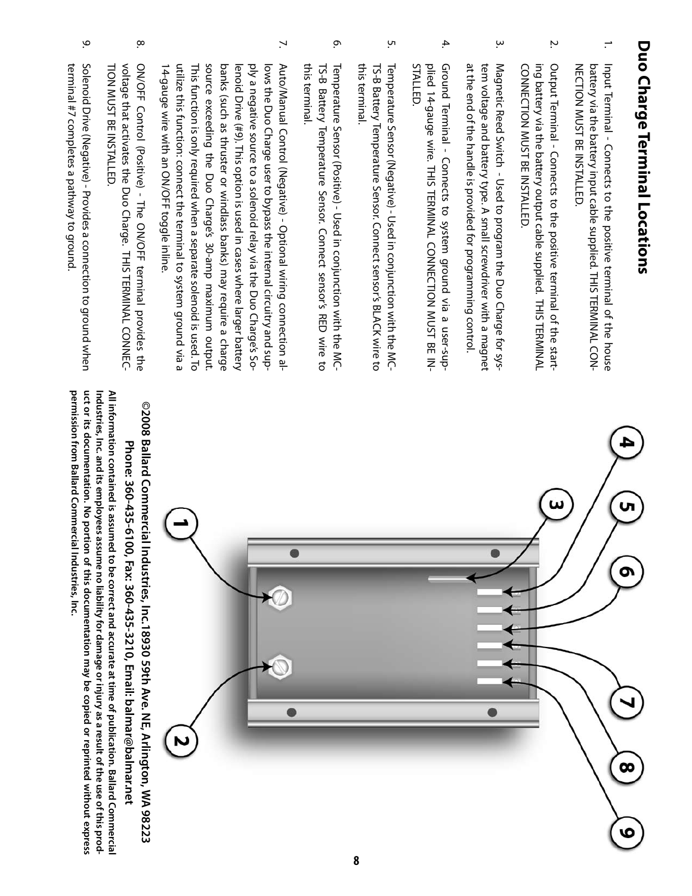# Duo Charge Terminal Locations

1. Input Terminal - Connects to the positive terminal of the house battery via the battery input cable supplied. THIS TERMINAL CONNECTION MUST BE INSTALLED.
2. Output Terminal - Connects to the positive terminal of the starting battery via the battery output cable supplied. THIS TERMINAL CONNECTION MUST BE INSTALLED.
3. Magnetic Reed Switch - Used to program the Duo Charge for system voltage and battery type. A small screwdriver with a magnet at the end of the handle is provided for programming control.
4. Ground Terminal - Connects to system ground via a user-supplied 14-gauge wire. THIS TERMINAL CONNECTION MUST BE INSTALLED.
5. Temperature Sensor (Negative) - Used in conjunction with the MC-TS-B Battery Temperature Sensor. Connect sensor's BLACK wire to this terminal.
6. Temperature Sensor (Positive) - Used in conjunction with the MC-TS-B Battery Temperature Sensor. Connect sensor's RED wire to this terminal.
7. Auto/Manual Control (Negative) - Optional wiring connection allows the Duo Charge user to bypass the internal circuitry and supply a negative source to a solenoid relay via the Duo Charge's Solenoid Drive (#9). This option is used in cases where larger battery banks (such as thruster or windlass banks) may require a charge source exceeding the Duo Charge's 30-amp maximum output. This function is only required when a separate solenoid is used. To utilize this function: connect the terminal to system ground via a 14-gauge wire with an ON/OFF toggle inline.
8. ON/OFF Control (Positive) - The ON/OFF terminal provides the voltage that activates the Duo Charge. THIS TERMINAL CONNECTION MUST BE INSTALLED.
9. Solenoid Drive (Negative) - Provides a connection to ground when terminal #7 completes a pathway to ground.

4
3
5
6
1
7
2
8
9

**©2008 Ballard Commercial Industries, Inc.18930 59th Ave. NE, Arlington, WA 98223**
**Phone: 360-435-6100, Fax: 360-435-3210, Email: balmar@balmar.net**

**All information contained is assumed to be correct and accurate at time of publication. Ballard Commercial Industries, Inc. and its employees assume no liability for damage or injury as a result of the use of this product or its documentation. No portion of this documentation may be copied or reprinted without express permission from Ballard Commercial Industries, Inc.**